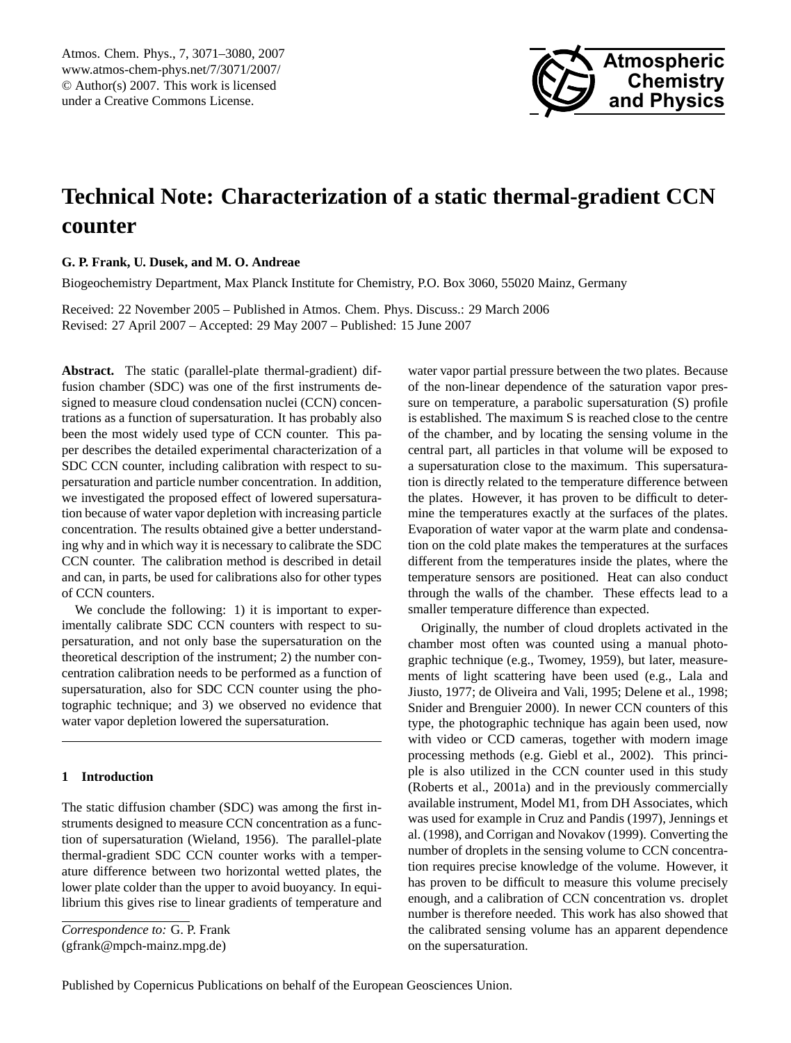# Technical Note: Characterization of a static thermal-gradient CCN counter

**G. P. Frank, U. Dusek, and M. O. Andreae**

Biogeochemistry Department, Max Planck Institute for Chemistry, P.O. Box 3060, 55020 Mainz, Germany

Received: 22 November 2005 – Published in Atmos. Chem. Phys. Discuss.: 29 March 2006
Revised: 27 April 2007 – Accepted: 29 May 2007 – Published: 15 June 2007

**Abstract.** The static (parallel-plate thermal-gradient) diffusion chamber (SDC) was one of the first instruments designed to measure cloud condensation nuclei (CCN) concentrations as a function of supersaturation. It has probably also been the most widely used type of CCN counter. This paper describes the detailed experimental characterization of a SDC CCN counter, including calibration with respect to supersaturation and particle number concentration. In addition, we investigated the proposed effect of lowered supersaturation because of water vapor depletion with increasing particle concentration. The results obtained give a better understanding why and in which way it is necessary to calibrate the SDC CCN counter. The calibration method is described in detail and can, in parts, be used for calibrations also for other types of CCN counters.

We conclude the following: 1) it is important to experimentally calibrate SDC CCN counters with respect to supersaturation, and not only base the supersaturation on the theoretical description of the instrument; 2) the number concentration calibration needs to be performed as a function of supersaturation, also for SDC CCN counter using the photographic technique; and 3) we observed no evidence that water vapor depletion lowered the supersaturation.

## 1 Introduction

The static diffusion chamber (SDC) was among the first instruments designed to measure CCN concentration as a function of supersaturation (Wieland, 1956). The parallel-plate thermal-gradient SDC CCN counter works with a temperature difference between two horizontal wetted plates, the lower plate colder than the upper to avoid buoyancy. In equilibrium this gives rise to linear gradients of temperature and water vapor partial pressure between the two plates. Because of the non-linear dependence of the saturation vapor pressure on temperature, a parabolic supersaturation (S) profile is established. The maximum S is reached close to the centre of the chamber, and by locating the sensing volume in the central part, all particles in that volume will be exposed to a supersaturation close to the maximum. This supersaturation is directly related to the temperature difference between the plates. However, it has proven to be difficult to determine the temperatures exactly at the surfaces of the plates. Evaporation of water vapor at the warm plate and condensation on the cold plate makes the temperatures at the surfaces different from the temperatures inside the plates, where the temperature sensors are positioned. Heat can also conduct through the walls of the chamber. These effects lead to a smaller temperature difference than expected.

Originally, the number of cloud droplets activated in the chamber most often was counted using a manual photographic technique (e.g., Twomey, 1959), but later, measurements of light scattering have been used (e.g., Lala and Jiusto, 1977; de Oliveira and Vali, 1995; Delene et al., 1998; Snider and Brenguier 2000). In newer CCN counters of this type, the photographic technique has again been used, now with video or CCD cameras, together with modern image processing methods (e.g. Giebl et al., 2002). This principle is also utilized in the CCN counter used in this study (Roberts et al., 2001a) and in the previously commercially available instrument, Model M1, from DH Associates, which was used for example in Cruz and Pandis (1997), Jennings et al. (1998), and Corrigan and Novakov (1999). Converting the number of droplets in the sensing volume to CCN concentration requires precise knowledge of the volume. However, it has proven to be difficult to measure this volume precisely enough, and a calibration of CCN concentration vs. droplet number is therefore needed. This work has also showed that the calibrated sensing volume has an apparent dependence on the supersaturation.

*Correspondence to:* G. P. Frank
(gfrank@mpch-mainz.mpg.de)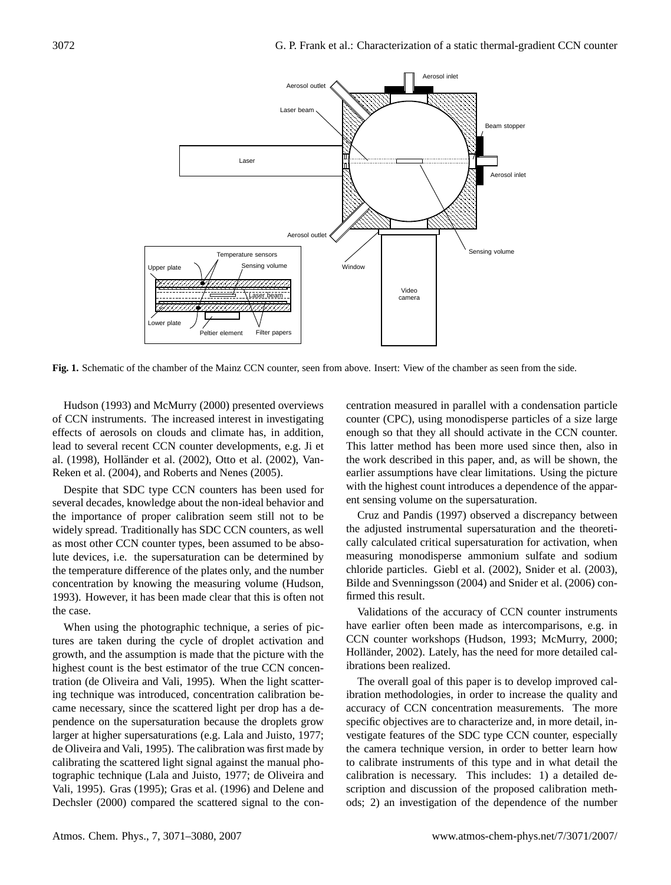**Fig. 1.** Schematic of the chamber of the Mainz CCN counter, seen from above. Insert: View of the chamber as seen from the side.

Hudson (1993) and McMurry (2000) presented overviews of CCN instruments. The increased interest in investigating effects of aerosols on clouds and climate has, in addition, lead to several recent CCN counter developments, e.g. Ji et al. (1998), Holländer et al. (2002), Otto et al. (2002), VanReken et al. (2004), and Roberts and Nenes (2005).

Despite that SDC type CCN counters has been used for several decades, knowledge about the non-ideal behavior and the importance of proper calibration seem still not to be widely spread. Traditionally has SDC CCN counters, as well as most other CCN counter types, been assumed to be absolute devices, i.e. the supersaturation can be determined by the temperature difference of the plates only, and the number concentration by knowing the measuring volume (Hudson, 1993). However, it has been made clear that this is often not the case.

When using the photographic technique, a series of pictures are taken during the cycle of droplet activation and growth, and the assumption is made that the picture with the highest count is the best estimator of the true CCN concentration (de Oliveira and Vali, 1995). When the light scattering technique was introduced, concentration calibration became necessary, since the scattered light per drop has a dependence on the supersaturation because the droplets grow larger at higher supersaturations (e.g. Lala and Juisto, 1977; de Oliveira and Vali, 1995). The calibration was first made by calibrating the scattered light signal against the manual photographic technique (Lala and Juisto, 1977; de Oliveira and Vali, 1995). Gras (1995); Gras et al. (1996) and Delene and Dechsler (2000) compared the scattered signal to the concentration measured in parallel with a condensation particle counter (CPC), using monodisperse particles of a size large enough so that they all should activate in the CCN counter. This latter method has been more used since then, also in the work described in this paper, and, as will be shown, the earlier assumptions have clear limitations. Using the picture with the highest count introduces a dependence of the apparent sensing volume on the supersaturation.

Cruz and Pandis (1997) observed a discrepancy between the adjusted instrumental supersaturation and the theoretically calculated critical supersaturation for activation, when measuring monodisperse ammonium sulfate and sodium chloride particles. Giebl et al. (2002), Snider et al. (2003), Bilde and Svenningsson (2004) and Snider et al. (2006) confirmed this result.

Validations of the accuracy of CCN counter instruments have earlier often been made as intercomparisons, e.g. in CCN counter workshops (Hudson, 1993; McMurry, 2000; Holländer, 2002). Lately, has the need for more detailed calibrations been realized.

The overall goal of this paper is to develop improved calibration methodologies, in order to increase the quality and accuracy of CCN concentration measurements. The more specific objectives are to characterize and, in more detail, investigate features of the SDC type CCN counter, especially the camera technique version, in order to better learn how to calibrate instruments of this type and in what detail the calibration is necessary. This includes: 1) a detailed description and discussion of the proposed calibration methods; 2) an investigation of the dependence of the number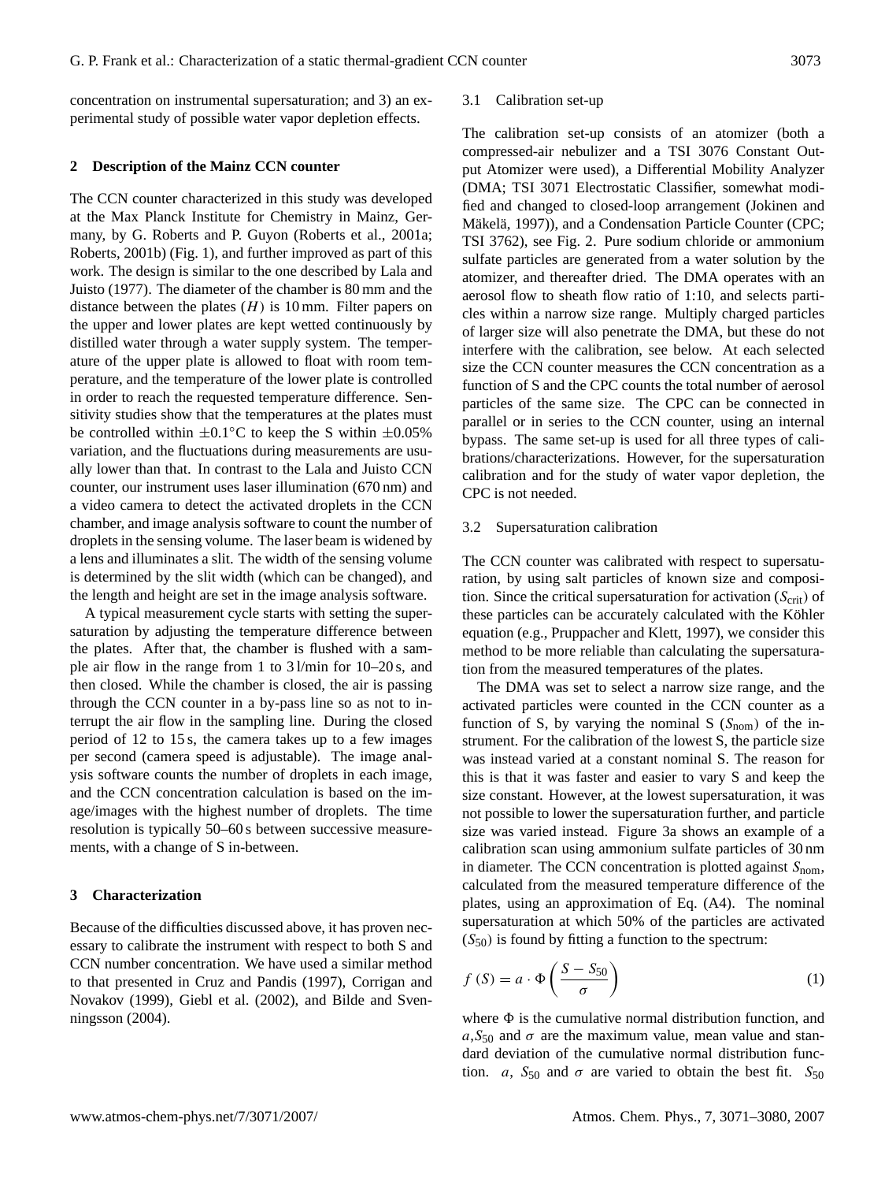concentration on instrumental supersaturation; and 3) an experimental study of possible water vapor depletion effects.

## 2 Description of the Mainz CCN counter

The CCN counter characterized in this study was developed at the Max Planck Institute for Chemistry in Mainz, Germany, by G. Roberts and P. Guyon (Roberts et al., 2001a; Roberts, 2001b) (Fig. 1), and further improved as part of this work. The design is similar to the one described by Lala and Juisto (1977). The diameter of the chamber is 80 mm and the distance between the plates ($H$) is 10 mm. Filter papers on the upper and lower plates are kept wetted continuously by distilled water through a water supply system. The temperature of the upper plate is allowed to float with room temperature, and the temperature of the lower plate is controlled in order to reach the requested temperature difference. Sensitivity studies show that the temperatures at the plates must be controlled within $\pm 0.1^{\circ}$C to keep the S within $\pm 0.05\%$ variation, and the fluctuations during measurements are usually lower than that. In contrast to the Lala and Juisto CCN counter, our instrument uses laser illumination (670 nm) and a video camera to detect the activated droplets in the CCN chamber, and image analysis software to count the number of droplets in the sensing volume. The laser beam is widened by a lens and illuminates a slit. The width of the sensing volume is determined by the slit width (which can be changed), and the length and height are set in the image analysis software.

A typical measurement cycle starts with setting the supersaturation by adjusting the temperature difference between the plates. After that, the chamber is flushed with a sample air flow in the range from 1 to 3 l/min for 10–20 s, and then closed. While the chamber is closed, the air is passing through the CCN counter in a by-pass line so as not to interrupt the air flow in the sampling line. During the closed period of 12 to 15 s, the camera takes up to a few images per second (camera speed is adjustable). The image analysis software counts the number of droplets in each image, and the CCN concentration calculation is based on the image/images with the highest number of droplets. The time resolution is typically 50–60 s between successive measurements, with a change of S in-between.

## 3 Characterization

Because of the difficulties discussed above, it has proven necessary to calibrate the instrument with respect to both S and CCN number concentration. We have used a similar method to that presented in Cruz and Pandis (1997), Corrigan and Novakov (1999), Giebl et al. (2002), and Bilde and Svenningsson (2004).

### 3.1 Calibration set-up

The calibration set-up consists of an atomizer (both a compressed-air nebulizer and a TSI 3076 Constant Output Atomizer were used), a Differential Mobility Analyzer (DMA; TSI 3071 Electrostatic Classifier, somewhat modified and changed to closed-loop arrangement (Jokinen and Mäkelä, 1997)), and a Condensation Particle Counter (CPC; TSI 3762), see Fig. 2. Pure sodium chloride or ammonium sulfate particles are generated from a water solution by the atomizer, and thereafter dried. The DMA operates with an aerosol flow to sheath flow ratio of 1:10, and selects particles within a narrow size range. Multiply charged particles of larger size will also penetrate the DMA, but these do not interfere with the calibration, see below. At each selected size the CCN counter measures the CCN concentration as a function of S and the CPC counts the total number of aerosol particles of the same size. The CPC can be connected in parallel or in series to the CCN counter, using an internal bypass. The same set-up is used for all three types of calibrations/characterizations. However, for the supersaturation calibration and for the study of water vapor depletion, the CPC is not needed.

### 3.2 Supersaturation calibration

The CCN counter was calibrated with respect to supersaturation, by using salt particles of known size and composition. Since the critical supersaturation for activation ($S_{\mathrm{crit}}$) of these particles can be accurately calculated with the Köhler equation (e.g., Pruppacher and Klett, 1997), we consider this method to be more reliable than calculating the supersaturation from the measured temperatures of the plates.

The DMA was set to select a narrow size range, and the activated particles were counted in the CCN counter as a function of S, by varying the nominal S ($S_{\mathrm{nom}}$) of the instrument. For the calibration of the lowest S, the particle size was instead varied at a constant nominal S. The reason for this is that it was faster and easier to vary S and keep the size constant. However, at the lowest supersaturation, it was not possible to lower the supersaturation further, and particle size was varied instead. Figure 3a shows an example of a calibration scan using ammonium sulfate particles of 30 nm in diameter. The CCN concentration is plotted against $S_{\mathrm{nom}}$, calculated from the measured temperature difference of the plates, using an approximation of Eq. (A4). The nominal supersaturation at which 50% of the particles are activated ($S_{50}$) is found by fitting a function to the spectrum:

$$f(S) = a \cdot \Phi\left(\frac{S - S_{50}}{\sigma}\right) \tag{1}$$

where $\Phi$ is the cumulative normal distribution function, and $a$, $S_{50}$ and $\sigma$ are the maximum value, mean value and standard deviation of the cumulative normal distribution function. $a$, $S_{50}$ and $\sigma$ are varied to obtain the best fit. $S_{50}$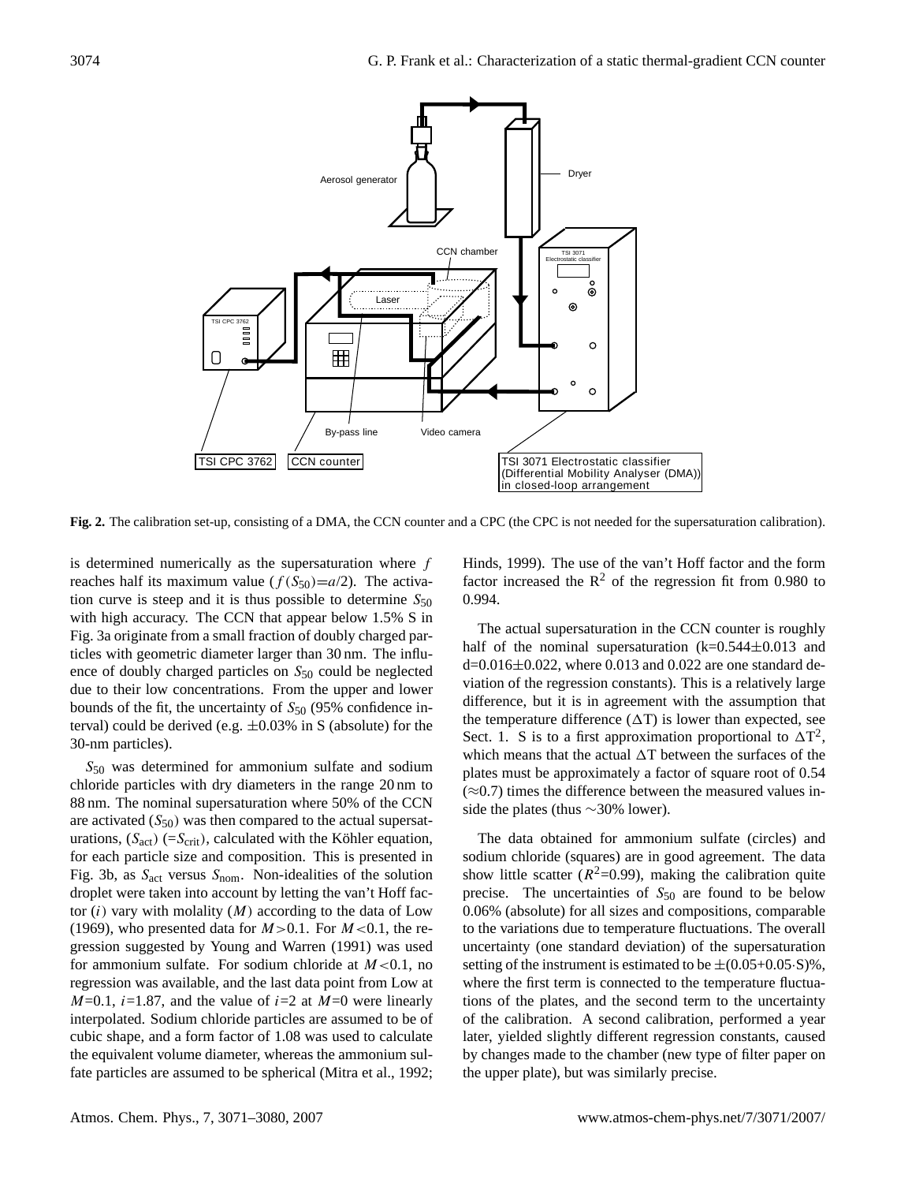**Fig. 2.** The calibration set-up, consisting of a DMA, the CCN counter and a CPC (the CPC is not needed for the supersaturation calibration).

is determined numerically as the supersaturation where $f$ reaches half its maximum value ($f(S_{50})=a/2$). The activation curve is steep and it is thus possible to determine $S_{50}$ with high accuracy. The CCN that appear below 1.5% S in Fig. 3a originate from a small fraction of doubly charged particles with geometric diameter larger than 30 nm. The influence of doubly charged particles on $S_{50}$ could be neglected due to their low concentrations. From the upper and lower bounds of the fit, the uncertainty of $S_{50}$ (95% confidence interval) could be derived (e.g. $\pm 0.03\%$ in S (absolute) for the 30-nm particles).

$S_{50}$ was determined for ammonium sulfate and sodium chloride particles with dry diameters in the range 20 nm to 88 nm. The nominal supersaturation where 50% of the CCN are activated ($S_{50}$) was then compared to the actual supersaturations, ($S_{act}$) ($=S_{crit}$), calculated with the Köhler equation, for each particle size and composition. This is presented in Fig. 3b, as $S_{act}$ versus $S_{nom}$. Non-idealities of the solution droplet were taken into account by letting the van't Hoff factor ($i$) vary with molality ($M$) according to the data of Low (1969), who presented data for $M>0.1$. For $M<0.1$, the regression suggested by Young and Warren (1991) was used for ammonium sulfate. For sodium chloride at $M<0.1$, no regression was available, and the last data point from Low at $M=0.1$, $i=1.87$, and the value of $i=2$ at $M=0$ were linearly interpolated. Sodium chloride particles are assumed to be of cubic shape, and a form factor of 1.08 was used to calculate the equivalent volume diameter, whereas the ammonium sulfate particles are assumed to be spherical (Mitra et al., 1992; Hinds, 1999). The use of the van't Hoff factor and the form factor increased the $R^2$ of the regression fit from 0.980 to 0.994.

The actual supersaturation in the CCN counter is roughly half of the nominal supersaturation (k=0.544±0.013 and d=0.016±0.022, where 0.013 and 0.022 are one standard deviation of the regression constants). This is a relatively large difference, but it is in agreement with the assumption that the temperature difference ($\Delta$T) is lower than expected, see Sect. 1. S is to a first approximation proportional to $\Delta T^2$, which means that the actual $\Delta$T between the surfaces of the plates must be approximately a factor of square root of 0.54 ($\approx$0.7) times the difference between the measured values inside the plates (thus ~30% lower).

The data obtained for ammonium sulfate (circles) and sodium chloride (squares) are in good agreement. The data show little scatter ($R^2$=0.99), making the calibration quite precise. The uncertainties of $S_{50}$ are found to be below 0.06% (absolute) for all sizes and compositions, comparable to the variations due to temperature fluctuations. The overall uncertainty (one standard deviation) of the supersaturation setting of the instrument is estimated to be $\pm(0.05+0.05\cdot S)\%$, where the first term is connected to the temperature fluctuations of the plates, and the second term to the uncertainty of the calibration. A second calibration, performed a year later, yielded slightly different regression constants, caused by changes made to the chamber (new type of filter paper on the upper plate), but was similarly precise.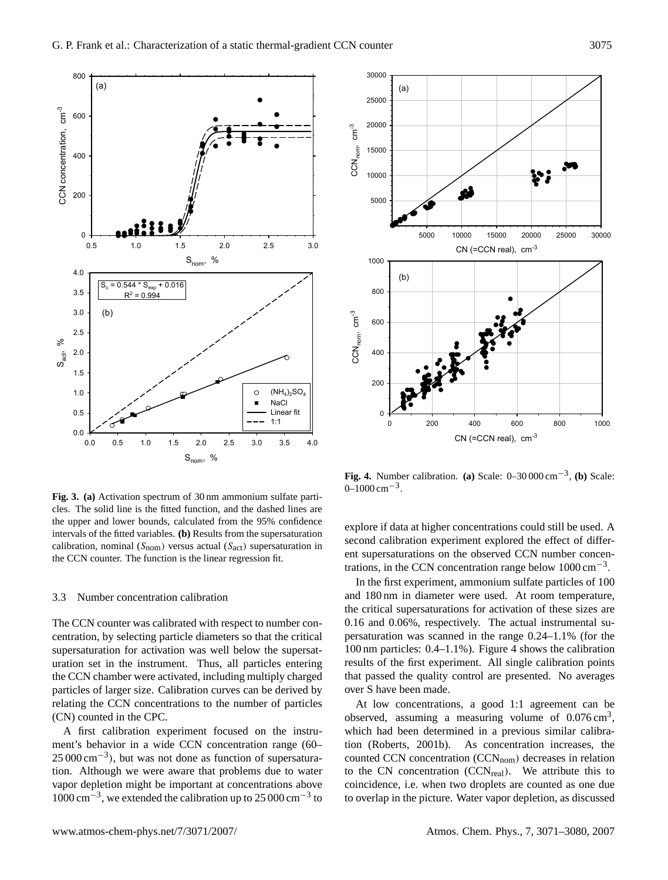**Fig. 3. (a)** Activation spectrum of 30 nm ammonium sulfate particles. The solid line is the fitted function, and the dashed lines are the upper and lower bounds, calculated from the 95% confidence intervals of the fitted variables. **(b)** Results from the supersaturation calibration, nominal ($S_{nom}$) versus actual ($S_{act}$) supersaturation in the CCN counter. The function is the linear regression fit.

**Fig. 4.** Number calibration. **(a)** Scale: 0–30 000 $cm^{-3}$, **(b)** Scale: 0–1000 $cm^{-3}$.

### 3.3 Number concentration calibration

The CCN counter was calibrated with respect to number concentration, by selecting particle diameters so that the critical supersaturation for activation was well below the supersaturation set in the instrument. Thus, all particles entering the CCN chamber were activated, including multiply charged particles of larger size. Calibration curves can be derived by relating the CCN concentrations to the number of particles (CN) counted in the CPC.

A first calibration experiment focused on the instrument's behavior in a wide CCN concentration range (60–25 000 $cm^{-3}$), but was not done as function of supersaturation. Although we were aware that problems due to water vapor depletion might be important at concentrations above 1000 $cm^{-3}$, we extended the calibration up to 25 000 $cm^{-3}$ to explore if data at higher concentrations could still be used. A second calibration experiment explored the effect of different supersaturations on the observed CCN number concentrations, in the CCN concentration range below 1000 $cm^{-3}$.

In the first experiment, ammonium sulfate particles of 100 and 180 nm in diameter were used. At room temperature, the critical supersaturations for activation of these sizes are 0.16 and 0.06%, respectively. The actual instrumental supersaturation was scanned in the range 0.24–1.1% (for the 100 nm particles: 0.4–1.1%). Figure 4 shows the calibration results of the first experiment. All single calibration points that passed the quality control are presented. No averages over S have been made.

At low concentrations, a good 1:1 agreement can be observed, assuming a measuring volume of 0.076 $cm^3$, which had been determined in a previous similar calibration (Roberts, 2001b). As concentration increases, the counted CCN concentration ($CCN_{nom}$) decreases in relation to the CN concentration ($CCN_{real}$). We attribute this to coincidence, i.e. when two droplets are counted as one due to overlap in the picture. Water vapor depletion, as discussed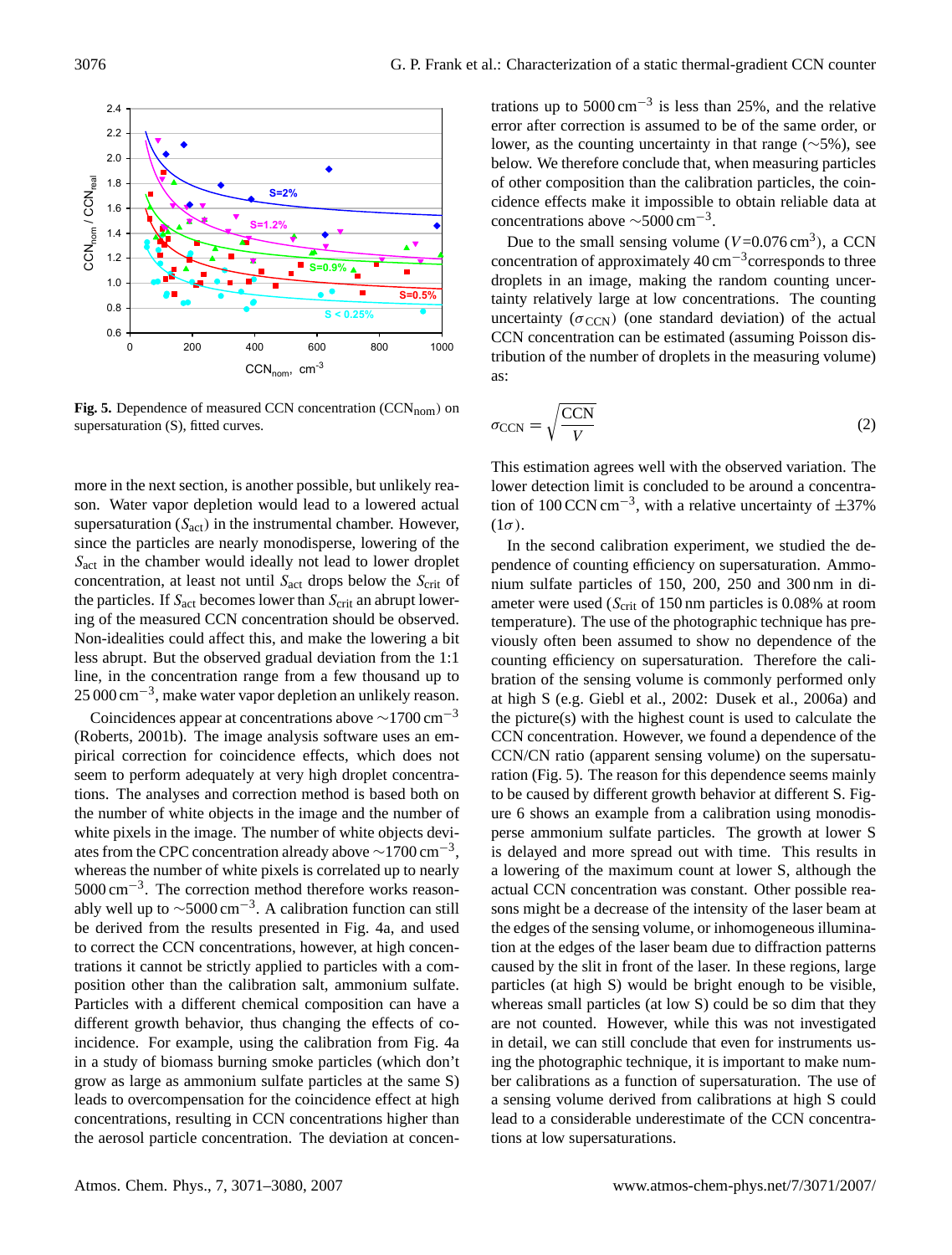**Fig. 5.** Dependence of measured CCN concentration ($CCN_{nom}$) on supersaturation (S), fitted curves.

more in the next section, is another possible, but unlikely reason. Water vapor depletion would lead to a lowered actual supersaturation ($S_{act}$) in the instrumental chamber. However, since the particles are nearly monodisperse, lowering of the $S_{act}$ in the chamber would ideally not lead to lower droplet concentration, at least not until $S_{act}$ drops below the $S_{crit}$ of the particles. If $S_{act}$ becomes lower than $S_{crit}$ an abrupt lowering of the measured CCN concentration should be observed. Non-idealities could affect this, and make the lowering a bit less abrupt. But the observed gradual deviation from the 1:1 line, in the concentration range from a few thousand up to 25 000 $cm^{-3}$, make water vapor depletion an unlikely reason.

Coincidences appear at concentrations above ∼1700 $cm^{-3}$ (Roberts, 2001b). The image analysis software uses an empirical correction for coincidence effects, which does not seem to perform adequately at very high droplet concentrations. The analyses and correction method is based both on the number of white objects in the image and the number of white pixels in the image. The number of white objects deviates from the CPC concentration already above ∼1700 $cm^{-3}$, whereas the number of white pixels is correlated up to nearly 5000 $cm^{-3}$. The correction method therefore works reasonably well up to ∼5000 $cm^{-3}$. A calibration function can still be derived from the results presented in Fig. 4a, and used to correct the CCN concentrations, however, at high concentrations it cannot be strictly applied to particles with a composition other than the calibration salt, ammonium sulfate. Particles with a different chemical composition can have a different growth behavior, thus changing the effects of coincidence. For example, using the calibration from Fig. 4a in a study of biomass burning smoke particles (which don't grow as large as ammonium sulfate particles at the same S) leads to overcompensation for the coincidence effect at high concentrations, resulting in CCN concentrations higher than the aerosol particle concentration. The deviation at concentrations up to 5000 $cm^{-3}$ is less than 25%, and the relative error after correction is assumed to be of the same order, or lower, as the counting uncertainty in that range (∼5%), see below. We therefore conclude that, when measuring particles of other composition than the calibration particles, the coincidence effects make it impossible to obtain reliable data at concentrations above ∼5000 $cm^{-3}$.

Due to the small sensing volume ($V$=0.076 $cm^3$), a CCN concentration of approximately 40 $cm^{-3}$ corresponds to three droplets in an image, making the random counting uncertainty relatively large at low concentrations. The counting uncertainty ($\sigma_{CCN}$) (one standard deviation) of the actual CCN concentration can be estimated (assuming Poisson distribution of the number of droplets in the measuring volume) as:

$$\sigma_{CCN} = \sqrt{\frac{CCN}{V}} \tag{2}$$

This estimation agrees well with the observed variation. The lower detection limit is concluded to be around a concentration of 100 CCN $cm^{-3}$, with a relative uncertainty of ±37% (1$\sigma$).

In the second calibration experiment, we studied the dependence of counting efficiency on supersaturation. Ammonium sulfate particles of 150, 200, 250 and 300 nm in diameter were used ($S_{crit}$ of 150 nm particles is 0.08% at room temperature). The use of the photographic technique has previously often been assumed to show no dependence of the counting efficiency on supersaturation. Therefore the calibration of the sensing volume is commonly performed only at high S (e.g. Giebl et al., 2002: Dusek et al., 2006a) and the picture(s) with the highest count is used to calculate the CCN concentration. However, we found a dependence of the CCN/CN ratio (apparent sensing volume) on the supersaturation (Fig. 5). The reason for this dependence seems mainly to be caused by different growth behavior at different S. Figure 6 shows an example from a calibration using monodisperse ammonium sulfate particles. The growth at lower S is delayed and more spread out with time. This results in a lowering of the maximum count at lower S, although the actual CCN concentration was constant. Other possible reasons might be a decrease of the intensity of the laser beam at the edges of the sensing volume, or inhomogeneous illumination at the edges of the laser beam due to diffraction patterns caused by the slit in front of the laser. In these regions, large particles (at high S) would be bright enough to be visible, whereas small particles (at low S) could be so dim that they are not counted. However, while this was not investigated in detail, we can still conclude that even for instruments using the photographic technique, it is important to make number calibrations as a function of supersaturation. The use of a sensing volume derived from calibrations at high S could lead to a considerable underestimate of the CCN concentrations at low supersaturations.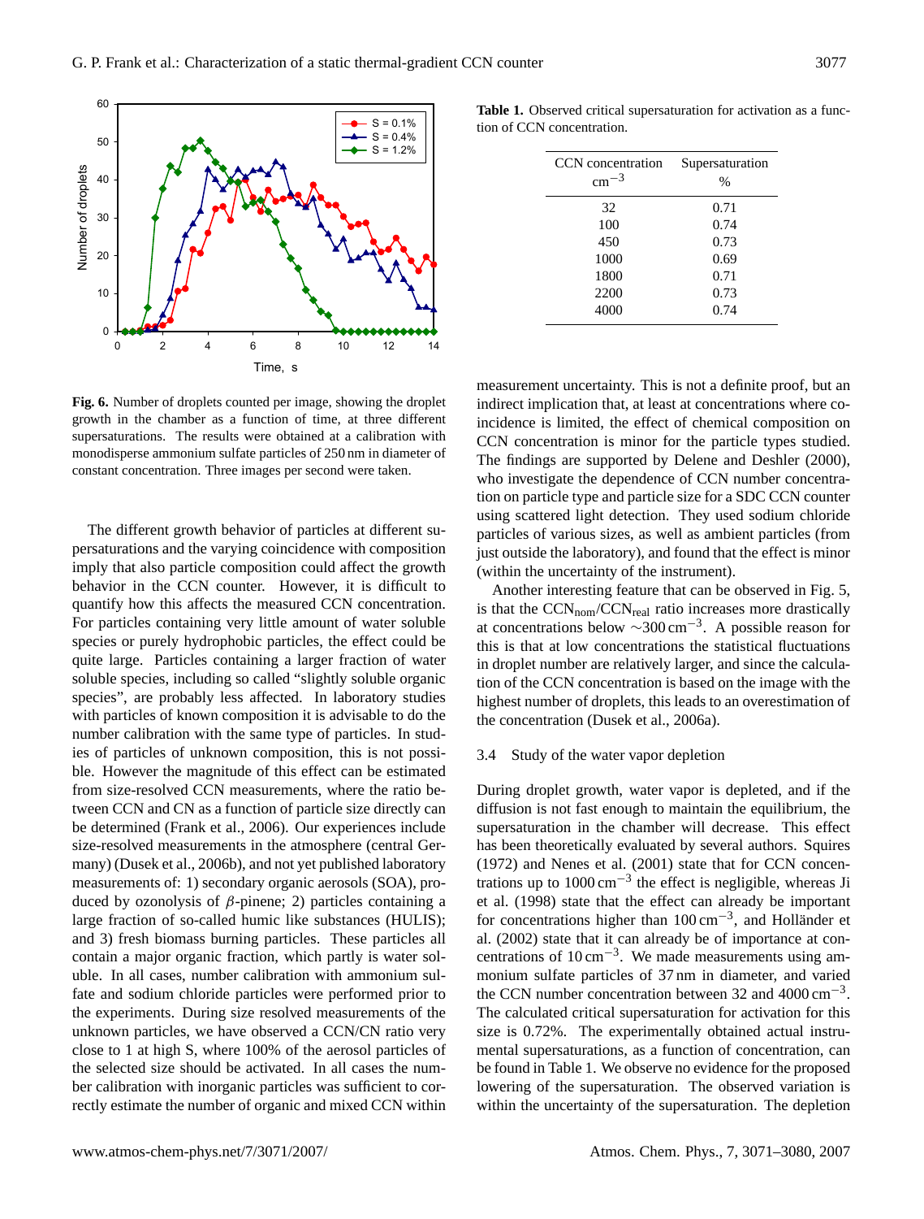**Table 1.** Observed critical supersaturation for activation as a function of CCN concentration.

| CCN concentration $cm^{-3}$ | Supersaturation % |
|---|---|
| 32 | 0.71 |
| 100 | 0.74 |
| 450 | 0.73 |
| 1000 | 0.69 |
| 1800 | 0.71 |
| 2200 | 0.73 |
| 4000 | 0.74 |

**Fig. 6.** Number of droplets counted per image, showing the droplet growth in the chamber as a function of time, at three different supersaturations. The results were obtained at a calibration with monodisperse ammonium sulfate particles of 250 nm in diameter of constant concentration. Three images per second were taken.

The different growth behavior of particles at different supersaturations and the varying coincidence with composition imply that also particle composition could affect the growth behavior in the CCN counter. However, it is difficult to quantify how this affects the measured CCN concentration. For particles containing very little amount of water soluble species or purely hydrophobic particles, the effect could be quite large. Particles containing a larger fraction of water soluble species, including so called "slightly soluble organic species", are probably less affected. In laboratory studies with particles of known composition it is advisable to do the number calibration with the same type of particles. In studies of particles of unknown composition, this is not possible. However the magnitude of this effect can be estimated from size-resolved CCN measurements, where the ratio between CCN and CN as a function of particle size directly can be determined (Frank et al., 2006). Our experiences include size-resolved measurements in the atmosphere (central Germany) (Dusek et al., 2006b), and not yet published laboratory measurements of: 1) secondary organic aerosols (SOA), produced by ozonolysis of $\beta$-pinene; 2) particles containing a large fraction of so-called humic like substances (HULIS); and 3) fresh biomass burning particles. These particles all contain a major organic fraction, which partly is water soluble. In all cases, number calibration with ammonium sulfate and sodium chloride particles were performed prior to the experiments. During size resolved measurements of the unknown particles, we have observed a CCN/CN ratio very close to 1 at high S, where 100% of the aerosol particles of the selected size should be activated. In all cases the number calibration with inorganic particles was sufficient to correctly estimate the number of organic and mixed CCN within measurement uncertainty. This is not a definite proof, but an indirect implication that, at least at concentrations where coincidence is limited, the effect of chemical composition on CCN concentration is minor for the particle types studied. The findings are supported by Delene and Deshler (2000), who investigate the dependence of CCN number concentration on particle type and particle size for a SDC CCN counter using scattered light detection. They used sodium chloride particles of various sizes, as well as ambient particles (from just outside the laboratory), and found that the effect is minor (within the uncertainty of the instrument).

Another interesting feature that can be observed in Fig. 5, is that the $CCN_{nom}/CCN_{real}$ ratio increases more drastically at concentrations below $\sim$300 $cm^{-3}$. A possible reason for this is that at low concentrations the statistical fluctuations in droplet number are relatively larger, and since the calculation of the CCN concentration is based on the image with the highest number of droplets, this leads to an overestimation of the concentration (Dusek et al., 2006a).

### 3.4 Study of the water vapor depletion

During droplet growth, water vapor is depleted, and if the diffusion is not fast enough to maintain the equilibrium, the supersaturation in the chamber will decrease. This effect has been theoretically evaluated by several authors. Squires (1972) and Nenes et al. (2001) state that for CCN concentrations up to 1000 $cm^{-3}$ the effect is negligible, whereas Ji et al. (1998) state that the effect can already be important for concentrations higher than 100 $cm^{-3}$, and Holländer et al. (2002) state that it can already be of importance at concentrations of 10 $cm^{-3}$. We made measurements using ammonium sulfate particles of 37 nm in diameter, and varied the CCN number concentration between 32 and 4000 $cm^{-3}$. The calculated critical supersaturation for activation for this size is 0.72%. The experimentally obtained actual instrumental supersaturations, as a function of concentration, can be found in Table 1. We observe no evidence for the proposed lowering of the supersaturation. The observed variation is within the uncertainty of the supersaturation. The depletion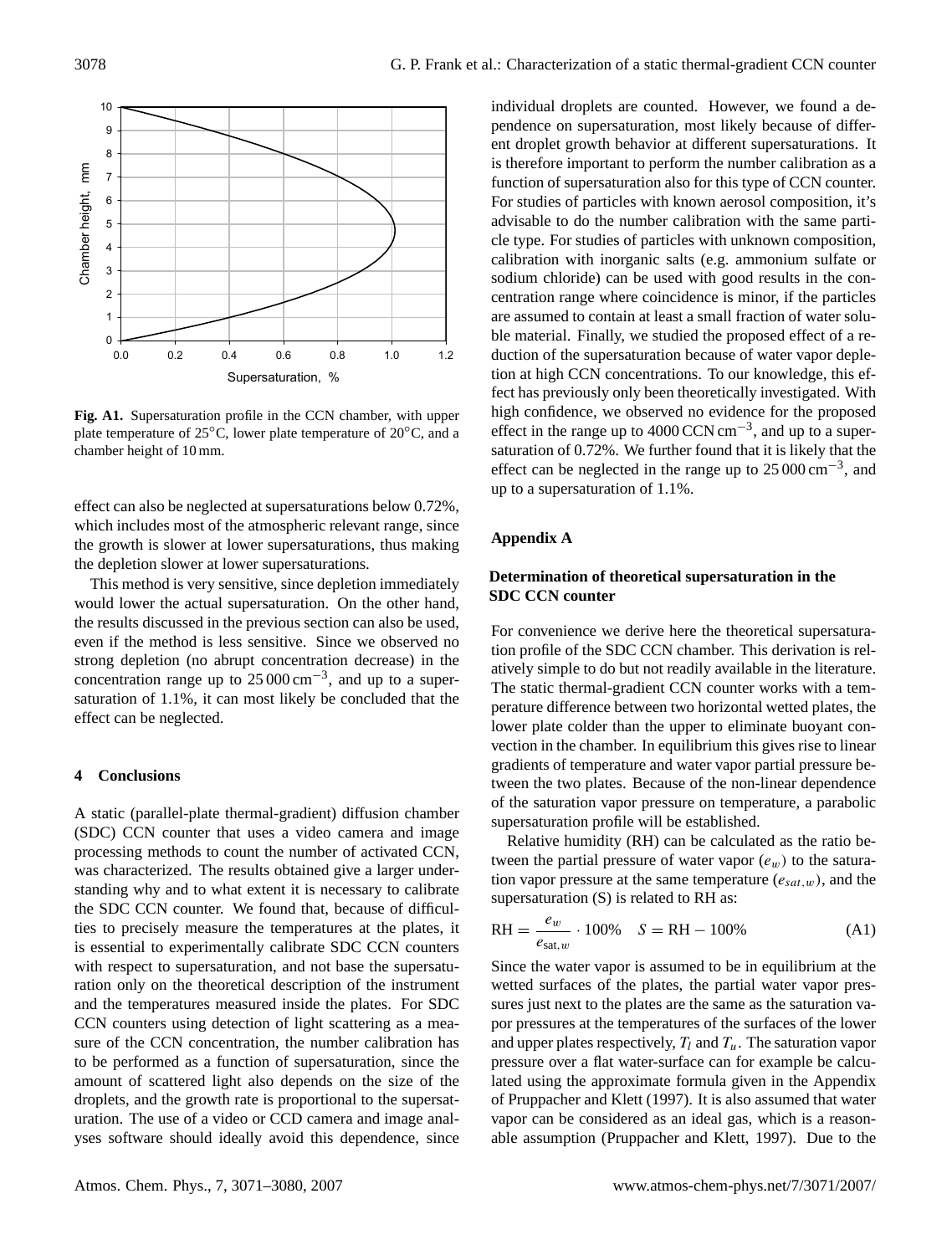10
9
8
7
6
5
4
3
2
1
0

Chamber height, mm

0.0 0.2 0.4 0.6 0.8 1.0 1.2

Supersaturation, %

**Fig. A1.** Supersaturation profile in the CCN chamber, with upper plate temperature of 25°C, lower plate temperature of 20°C, and a chamber height of 10 mm.

effect can also be neglected at supersaturations below 0.72%, which includes most of the atmospheric relevant range, since the growth is slower at lower supersaturations, thus making the depletion slower at lower supersaturations.

This method is very sensitive, since depletion immediately would lower the actual supersaturation. On the other hand, the results discussed in the previous section can also be used, even if the method is less sensitive. Since we observed no strong depletion (no abrupt concentration decrease) in the concentration range up to 25 000 $\mathrm{cm}^{-3}$, and up to a supersaturation of 1.1%, it can most likely be concluded that the effect can be neglected.

## 4 Conclusions

A static (parallel-plate thermal-gradient) diffusion chamber (SDC) CCN counter that uses a video camera and image processing methods to count the number of activated CCN, was characterized. The results obtained give a larger understanding why and to what extent it is necessary to calibrate the SDC CCN counter. We found that, because of difficulties to precisely measure the temperatures at the plates, it is essential to experimentally calibrate SDC CCN counters with respect to supersaturation, and not base the supersaturation only on the theoretical description of the instrument and the temperatures measured inside the plates. For SDC CCN counters using detection of light scattering as a measure of the CCN concentration, the number calibration has to be performed as a function of supersaturation, since the amount of scattered light also depends on the size of the droplets, and the growth rate is proportional to the supersaturation. The use of a video or CCD camera and image analyses software should ideally avoid this dependence, since individual droplets are counted. However, we found a dependence on supersaturation, most likely because of different droplet growth behavior at different supersaturations. It is therefore important to perform the number calibration as a function of supersaturation also for this type of CCN counter. For studies of particles with known aerosol composition, it's advisable to do the number calibration with the same particle type. For studies of particles with unknown composition, calibration with inorganic salts (e.g. ammonium sulfate or sodium chloride) can be used with good results in the concentration range where coincidence is minor, if the particles are assumed to contain at least a small fraction of water soluble material. Finally, we studied the proposed effect of a reduction of the supersaturation because of water vapor depletion at high CCN concentrations. To our knowledge, this effect has previously only been theoretically investigated. With high confidence, we observed no evidence for the proposed effect in the range up to 4000 CCN $\mathrm{cm}^{-3}$, and up to a supersaturation of 0.72%. We further found that it is likely that the effect can be neglected in the range up to 25 000 $\mathrm{cm}^{-3}$, and up to a supersaturation of 1.1%.

## Appendix A

### Determination of theoretical supersaturation in the SDC CCN counter

For convenience we derive here the theoretical supersaturation profile of the SDC CCN chamber. This derivation is relatively simple to do but not readily available in the literature. The static thermal-gradient CCN counter works with a temperature difference between two horizontal wetted plates, the lower plate colder than the upper to eliminate buoyant convection in the chamber. In equilibrium this gives rise to linear gradients of temperature and water vapor partial pressure between the two plates. Because of the non-linear dependence of the saturation vapor pressure on temperature, a parabolic supersaturation profile will be established.

Relative humidity (RH) can be calculated as the ratio between the partial pressure of water vapor ($e_w$) to the saturation vapor pressure at the same temperature ($e_{sat,w}$), and the supersaturation (S) is related to RH as:

$$\mathrm{RH} = \frac{e_w}{e_{\mathrm{sat},w}} \cdot 100\% \quad S = \mathrm{RH} - 100\% \tag{A1}$$

Since the water vapor is assumed to be in equilibrium at the wetted surfaces of the plates, the partial water vapor pressures just next to the plates are the same as the saturation vapor pressures at the temperatures of the surfaces of the lower and upper plates respectively, $T_l$ and $T_u$. The saturation vapor pressure over a flat water-surface can for example be calculated using the approximate formula given in the Appendix of Pruppacher and Klett (1997). It is also assumed that water vapor can be considered as an ideal gas, which is a reasonable assumption (Pruppacher and Klett, 1997). Due to the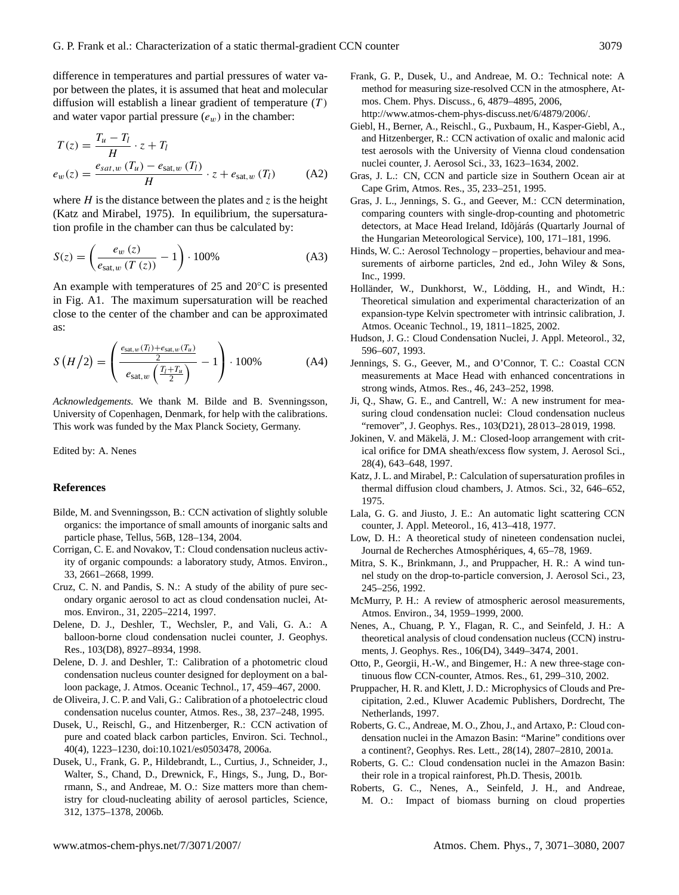difference in temperatures and partial pressures of water vapor between the plates, it is assumed that heat and molecular diffusion will establish a linear gradient of temperature ($T$) and water vapor partial pressure ($e_w$) in the chamber:

$$
\begin{aligned}
T(z) &= \frac{T_u - T_l}{H} \cdot z + T_l \\
e_w(z) &= \frac{e_{sat,w}(T_u) - e_{\mathrm{sat},w}(T_l)}{H} \cdot z + e_{\mathrm{sat},w}(T_l)
\end{aligned}
\quad \text{(A2)}
$$

where $H$ is the distance between the plates and $z$ is the height (Katz and Mirabel, 1975). In equilibrium, the supersaturation profile in the chamber can thus be calculated by:

$$
S(z) = \left( \frac{e_w(z)}{e_{\mathrm{sat},w}(T(z))} - 1 \right) \cdot 100\% \quad \text{(A3)}
$$

An example with temperatures of 25 and 20°C is presented in Fig. A1. The maximum supersaturation will be reached close to the center of the chamber and can be approximated as:

$$
S(H/2) = \left( \frac{\frac{e_{\mathrm{sat},w}(T_l) + e_{\mathrm{sat},w}(T_u)}{2}}{e_{\mathrm{sat},w}\left(\frac{T_l + T_u}{2}\right)} - 1 \right) \cdot 100\% \quad \text{(A4)}
$$

*Acknowledgements.* We thank M. Bilde and B. Svenningsson, University of Copenhagen, Denmark, for help with the calibrations. This work was funded by the Max Planck Society, Germany.

Edited by: A. Nenes

## References

Bilde, M. and Svenningsson, B.: CCN activation of slightly soluble organics: the importance of small amounts of inorganic salts and particle phase, Tellus, 56B, 128–134, 2004.

Corrigan, C. E. and Novakov, T.: Cloud condensation nucleus activity of organic compounds: a laboratory study, Atmos. Environ., 33, 2661–2668, 1999.

Cruz, C. N. and Pandis, S. N.: A study of the ability of pure secondary organic aerosol to act as cloud condensation nuclei, Atmos. Environ., 31, 2205–2214, 1997.

Delene, D. J., Deshler, T., Wechsler, P., and Vali, G. A.: A balloon-borne cloud condensation nuclei counter, J. Geophys. Res., 103(D8), 8927–8934, 1998.

Delene, D. J. and Deshler, T.: Calibration of a photometric cloud condensation nucleus counter designed for deployment on a balloon package, J. Atmos. Oceanic Technol., 17, 459–467, 2000.

de Oliveira, J. C. P. and Vali, G.: Calibration of a photoelectric cloud condensation nucelus counter, Atmos. Res., 38, 237–248, 1995.

Dusek, U., Reischl, G., and Hitzenberger, R.: CCN activation of pure and coated black carbon particles, Environ. Sci. Technol., 40(4), 1223–1230, doi:10.1021/es0503478, 2006a.

Dusek, U., Frank, G. P., Hildebrandt, L., Curtius, J., Schneider, J., Walter, S., Chand, D., Drewnick, F., Hings, S., Jung, D., Borrmann, S., and Andreae, M. O.: Size matters more than chemistry for cloud-nucleating ability of aerosol particles, Science, 312, 1375–1378, 2006b.

Frank, G. P., Dusek, U., and Andreae, M. O.: Technical note: A method for measuring size-resolved CCN in the atmosphere, Atmos. Chem. Phys. Discuss., 6, 4879–4895, 2006, http://www.atmos-chem-phys-discuss.net/6/4879/2006/.

Giebl, H., Berner, A., Reischl., G., Puxbaum, H., Kasper-Giebl, A., and Hitzenberger, R.: CCN activation of oxalic and malonic acid test aerosols with the University of Vienna cloud condensation nuclei counter, J. Aerosol Sci., 33, 1623–1634, 2002.

Gras, J. L.: CN, CCN and particle size in Southern Ocean air at Cape Grim, Atmos. Res., 35, 233–251, 1995.

Gras, J. L., Jennings, S. G., and Geever, M.: CCN determination, comparing counters with single-drop-counting and photometric detectors, at Mace Head Ireland, Időjárás (Quartarly Journal of the Hungarian Meteorological Service), 100, 171–181, 1996.

Hinds, W. C.: Aerosol Technology – properties, behaviour and measurements of airborne particles, 2nd ed., John Wiley & Sons, Inc., 1999.

Holländer, W., Dunkhorst, W., Lödding, H., and Windt, H.: Theoretical simulation and experimental characterization of an expansion-type Kelvin spectrometer with intrinsic calibration, J. Atmos. Oceanic Technol., 19, 1811–1825, 2002.

Hudson, J. G.: Cloud Condensation Nuclei, J. Appl. Meteorol., 32, 596–607, 1993.

Jennings, S. G., Geever, M., and O'Connor, T. C.: Coastal CCN measurements at Mace Head with enhanced concentrations in strong winds, Atmos. Res., 46, 243–252, 1998.

Ji, Q., Shaw, G. E., and Cantrell, W.: A new instrument for measuring cloud condensation nuclei: Cloud condensation nucleus "remover", J. Geophys. Res., 103(D21), 28 013–28 019, 1998.

Jokinen, V. and Mäkelä, J. M.: Closed-loop arrangement with critical orifice for DMA sheath/excess flow system, J. Aerosol Sci., 28(4), 643–648, 1997.

Katz, J. L. and Mirabel, P.: Calculation of supersaturation profiles in thermal diffusion cloud chambers, J. Atmos. Sci., 32, 646–652, 1975.

Lala, G. G. and Jiusto, J. E.: An automatic light scattering CCN counter, J. Appl. Meteorol., 16, 413–418, 1977.

Low, D. H.: A theoretical study of nineteen condensation nuclei, Journal de Recherches Atmosphériques, 4, 65–78, 1969.

Mitra, S. K., Brinkmann, J., and Pruppacher, H. R.: A wind tunnel study on the drop-to-particle conversion, J. Aerosol Sci., 23, 245–256, 1992.

McMurry, P. H.: A review of atmospheric aerosol measurements, Atmos. Environ., 34, 1959–1999, 2000.

Nenes, A., Chuang, P. Y., Flagan, R. C., and Seinfeld, J. H.: A theoretical analysis of cloud condensation nucleus (CCN) instruments, J. Geophys. Res., 106(D4), 3449–3474, 2001.

Otto, P., Georgii, H.-W., and Bingemer, H.: A new three-stage continuous flow CCN-counter, Atmos. Res., 61, 299–310, 2002.

Pruppacher, H. R. and Klett, J. D.: Microphysics of Clouds and Precipitation, 2.ed., Kluwer Academic Publishers, Dordrecht, The Netherlands, 1997.

Roberts, G. C., Andreae, M. O., Zhou, J., and Artaxo, P.: Cloud condensation nuclei in the Amazon Basin: "Marine" conditions over a continent?, Geophys. Res. Lett., 28(14), 2807–2810, 2001a.

Roberts, G. C.: Cloud condensation nuclei in the Amazon Basin: their role in a tropical rainforest, Ph.D. Thesis, 2001b.

Roberts, G. C., Nenes, A., Seinfeld, J. H., and Andreae, M. O.: Impact of biomass burning on cloud properties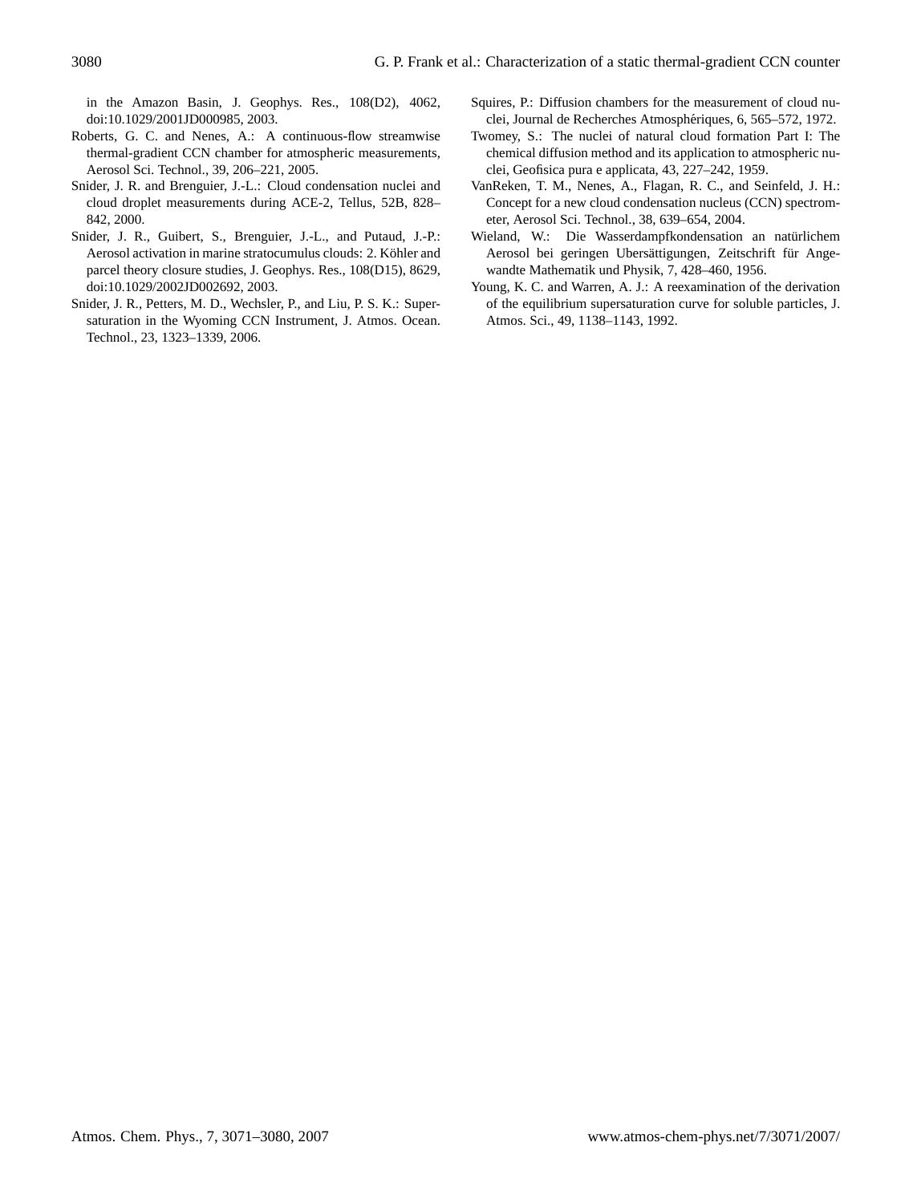in the Amazon Basin, J. Geophys. Res., 108(D2), 4062, doi:10.1029/2001JD000985, 2003.

Roberts, G. C. and Nenes, A.: A continuous-flow streamwise thermal-gradient CCN chamber for atmospheric measurements, Aerosol Sci. Technol., 39, 206–221, 2005.

Snider, J. R. and Brenguier, J.-L.: Cloud condensation nuclei and cloud droplet measurements during ACE-2, Tellus, 52B, 828–842, 2000.

Snider, J. R., Guibert, S., Brenguier, J.-L., and Putaud, J.-P.: Aerosol activation in marine stratocumulus clouds: 2. Köhler and parcel theory closure studies, J. Geophys. Res., 108(D15), 8629, doi:10.1029/2002JD002692, 2003.

Snider, J. R., Petters, M. D., Wechsler, P., and Liu, P. S. K.: Supersaturation in the Wyoming CCN Instrument, J. Atmos. Ocean. Technol., 23, 1323–1339, 2006.

Squires, P.: Diffusion chambers for the measurement of cloud nuclei, Journal de Recherches Atmosphériques, 6, 565–572, 1972.

Twomey, S.: The nuclei of natural cloud formation Part I: The chemical diffusion method and its application to atmospheric nuclei, Geofisica pura e applicata, 43, 227–242, 1959.

VanReken, T. M., Nenes, A., Flagan, R. C., and Seinfeld, J. H.: Concept for a new cloud condensation nucleus (CCN) spectrometer, Aerosol Sci. Technol., 38, 639–654, 2004.

Wieland, W.: Die Wasserdampfkondensation an natürlichem Aerosol bei geringen Ubersättigungen, Zeitschrift für Angewandte Mathematik und Physik, 7, 428–460, 1956.

Young, K. C. and Warren, A. J.: A reexamination of the derivation of the equilibrium supersaturation curve for soluble particles, J. Atmos. Sci., 49, 1138–1143, 1992.